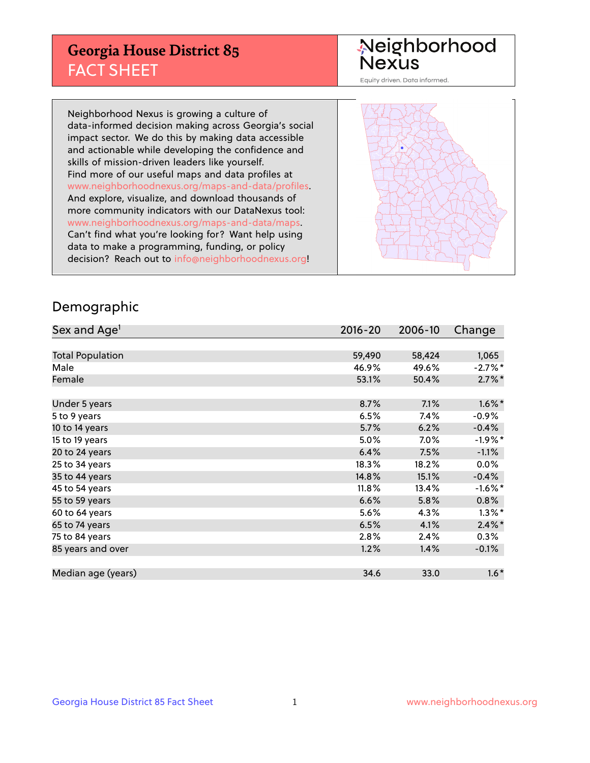# Georgia House District 85
## FACT SHEET

Neighborhood Nexus
Equity driven. Data informed.

Neighborhood Nexus is growing a culture of data-informed decision making across Georgia's social impact sector. We do this by making data accessible and actionable while developing the confidence and skills of mission-driven leaders like yourself. Find more of our useful maps and data profiles at www.neighborhoodnexus.org/maps-and-data/profiles. And explore, visualize, and download thousands of more community indicators with our DataNexus tool: www.neighborhoodnexus.org/maps-and-data/maps. Can't find what you're looking for? Want help using data to make a programming, funding, or policy decision? Reach out to info@neighborhoodnexus.org!

## Demographic

| Sex and Age[1] | 2016-20 | 2006-10 | Change |
|---|---|---|---|
| Total Population | 59,490 | 58,424 | 1,065 |
| Male | 46.9% | 49.6% | -2.7%* |
| Female | 53.1% | 50.4% | 2.7%* |
| Under 5 years | 8.7% | 7.1% | 1.6%* |
| 5 to 9 years | 6.5% | 7.4% | -0.9% |
| 10 to 14 years | 5.7% | 6.2% | -0.4% |
| 15 to 19 years | 5.0% | 7.0% | -1.9%* |
| 20 to 24 years | 6.4% | 7.5% | -1.1% |
| 25 to 34 years | 18.3% | 18.2% | 0.0% |
| 35 to 44 years | 14.8% | 15.1% | -0.4% |
| 45 to 54 years | 11.8% | 13.4% | -1.6%* |
| 55 to 59 years | 6.6% | 5.8% | 0.8% |
| 60 to 64 years | 5.6% | 4.3% | 1.3%* |
| 65 to 74 years | 6.5% | 4.1% | 2.4%* |
| 75 to 84 years | 2.8% | 2.4% | 0.3% |
| 85 years and over | 1.2% | 1.4% | -0.1% |
| Median age (years) | 34.6 | 33.0 | 1.6* |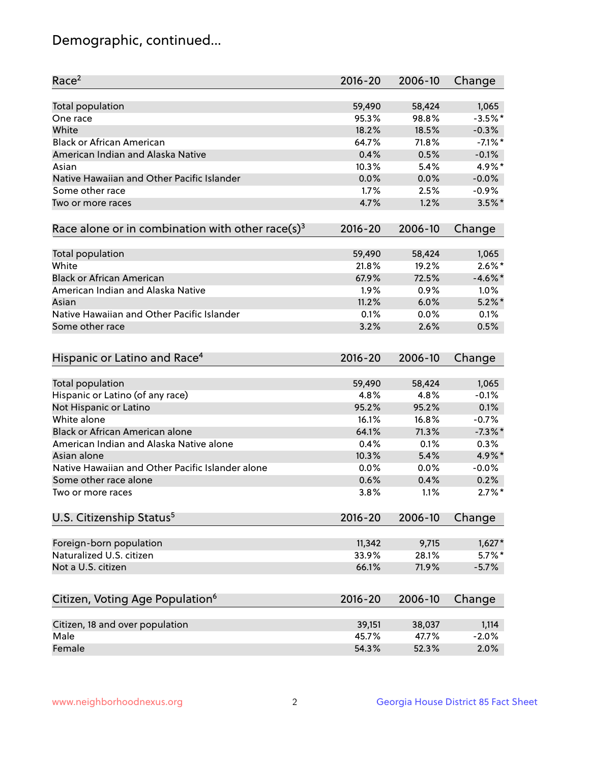# Demographic, continued...

| Race[2] | 2016-20 | 2006-10 | Change |
|---|---|---|---|
| Total population | 59,490 | 58,424 | 1,065 |
| One race | 95.3% | 98.8% | -3.5%* |
| White | 18.2% | 18.5% | -0.3% |
| Black or African American | 64.7% | 71.8% | -7.1%* |
| American Indian and Alaska Native | 0.4% | 0.5% | -0.1% |
| Asian | 10.3% | 5.4% | 4.9%* |
| Native Hawaiian and Other Pacific Islander | 0.0% | 0.0% | -0.0% |
| Some other race | 1.7% | 2.5% | -0.9% |
| Two or more races | 4.7% | 1.2% | 3.5%* |

| Race alone or in combination with other race(s)[3] | 2016-20 | 2006-10 | Change |
|---|---|---|---|
| Total population | 59,490 | 58,424 | 1,065 |
| White | 21.8% | 19.2% | 2.6%* |
| Black or African American | 67.9% | 72.5% | -4.6%* |
| American Indian and Alaska Native | 1.9% | 0.9% | 1.0% |
| Asian | 11.2% | 6.0% | 5.2%* |
| Native Hawaiian and Other Pacific Islander | 0.1% | 0.0% | 0.1% |
| Some other race | 3.2% | 2.6% | 0.5% |

| Hispanic or Latino and Race[4] | 2016-20 | 2006-10 | Change |
|---|---|---|---|
| Total population | 59,490 | 58,424 | 1,065 |
| Hispanic or Latino (of any race) | 4.8% | 4.8% | -0.1% |
| Not Hispanic or Latino | 95.2% | 95.2% | 0.1% |
| White alone | 16.1% | 16.8% | -0.7% |
| Black or African American alone | 64.1% | 71.3% | -7.3%* |
| American Indian and Alaska Native alone | 0.4% | 0.1% | 0.3% |
| Asian alone | 10.3% | 5.4% | 4.9%* |
| Native Hawaiian and Other Pacific Islander alone | 0.0% | 0.0% | -0.0% |
| Some other race alone | 0.6% | 0.4% | 0.2% |
| Two or more races | 3.8% | 1.1% | 2.7%* |

| U.S. Citizenship Status[5] | 2016-20 | 2006-10 | Change |
|---|---|---|---|
| Foreign-born population | 11,342 | 9,715 | 1,627* |
| Naturalized U.S. citizen | 33.9% | 28.1% | 5.7%* |
| Not a U.S. citizen | 66.1% | 71.9% | -5.7% |

| Citizen, Voting Age Population[6] | 2016-20 | 2006-10 | Change |
|---|---|---|---|
| Citizen, 18 and over population | 39,151 | 38,037 | 1,114 |
| Male | 45.7% | 47.7% | -2.0% |
| Female | 54.3% | 52.3% | 2.0% |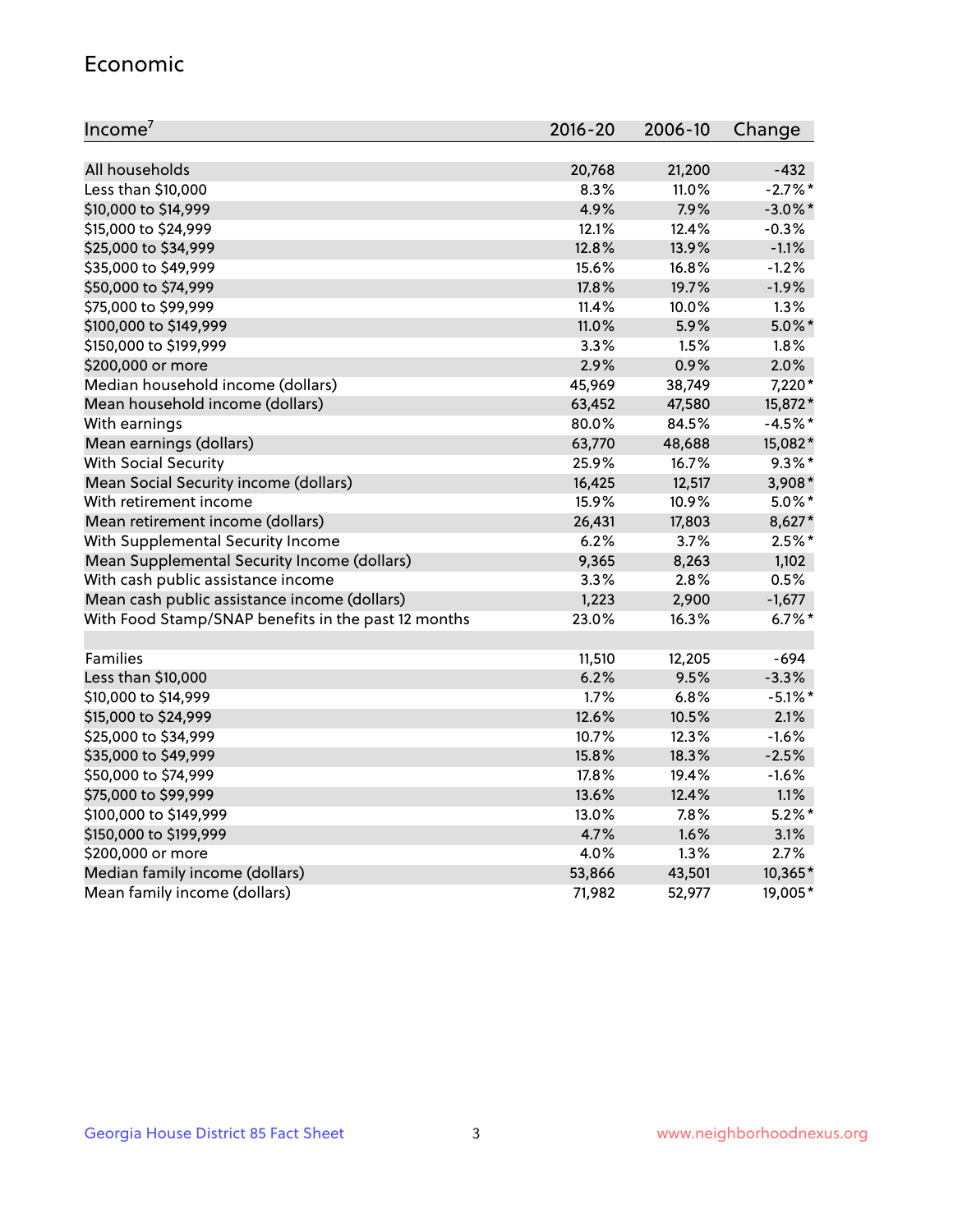## Economic

| Income[7] | 2016-20 | 2006-10 | Change |
|---|---|---|---|
| All households | 20,768 | 21,200 | -432 |
| Less than $10,000 | 8.3% | 11.0% | -2.7%* |
| $10,000 to $14,999 | 4.9% | 7.9% | -3.0%* |
| $15,000 to $24,999 | 12.1% | 12.4% | -0.3% |
| $25,000 to $34,999 | 12.8% | 13.9% | -1.1% |
| $35,000 to $49,999 | 15.6% | 16.8% | -1.2% |
| $50,000 to $74,999 | 17.8% | 19.7% | -1.9% |
| $75,000 to $99,999 | 11.4% | 10.0% | 1.3% |
| $100,000 to $149,999 | 11.0% | 5.9% | 5.0%* |
| $150,000 to $199,999 | 3.3% | 1.5% | 1.8% |
| $200,000 or more | 2.9% | 0.9% | 2.0% |
| Median household income (dollars) | 45,969 | 38,749 | 7,220* |
| Mean household income (dollars) | 63,452 | 47,580 | 15,872* |
| With earnings | 80.0% | 84.5% | -4.5%* |
| Mean earnings (dollars) | 63,770 | 48,688 | 15,082* |
| With Social Security | 25.9% | 16.7% | 9.3%* |
| Mean Social Security income (dollars) | 16,425 | 12,517 | 3,908* |
| With retirement income | 15.9% | 10.9% | 5.0%* |
| Mean retirement income (dollars) | 26,431 | 17,803 | 8,627* |
| With Supplemental Security Income | 6.2% | 3.7% | 2.5%* |
| Mean Supplemental Security Income (dollars) | 9,365 | 8,263 | 1,102 |
| With cash public assistance income | 3.3% | 2.8% | 0.5% |
| Mean cash public assistance income (dollars) | 1,223 | 2,900 | -1,677 |
| With Food Stamp/SNAP benefits in the past 12 months | 23.0% | 16.3% | 6.7%* |
| | | | |
| Families | 11,510 | 12,205 | -694 |
| Less than $10,000 | 6.2% | 9.5% | -3.3% |
| $10,000 to $14,999 | 1.7% | 6.8% | -5.1%* |
| $15,000 to $24,999 | 12.6% | 10.5% | 2.1% |
| $25,000 to $34,999 | 10.7% | 12.3% | -1.6% |
| $35,000 to $49,999 | 15.8% | 18.3% | -2.5% |
| $50,000 to $74,999 | 17.8% | 19.4% | -1.6% |
| $75,000 to $99,999 | 13.6% | 12.4% | 1.1% |
| $100,000 to $149,999 | 13.0% | 7.8% | 5.2%* |
| $150,000 to $199,999 | 4.7% | 1.6% | 3.1% |
| $200,000 or more | 4.0% | 1.3% | 2.7% |
| Median family income (dollars) | 53,866 | 43,501 | 10,365* |
| Mean family income (dollars) | 71,982 | 52,977 | 19,005* |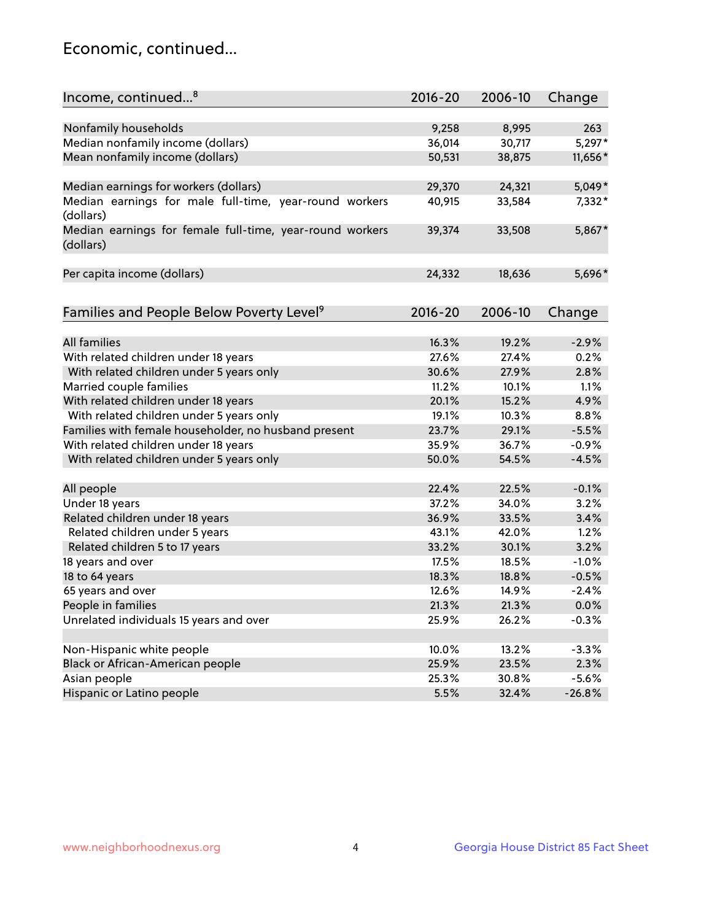## Economic, continued...

| Income, continued...[8] | 2016-20 | 2006-10 | Change |
|---|---|---|---|
| Nonfamily households | 9,258 | 8,995 | 263 |
| Median nonfamily income (dollars) | 36,014 | 30,717 | 5,297* |
| Mean nonfamily income (dollars) | 50,531 | 38,875 | 11,656* |
| Median earnings for workers (dollars) | 29,370 | 24,321 | 5,049* |
| Median earnings for male full-time, year-round workers (dollars) | 40,915 | 33,584 | 7,332* |
| Median earnings for female full-time, year-round workers (dollars) | 39,374 | 33,508 | 5,867* |
| Per capita income (dollars) | 24,332 | 18,636 | 5,696* |

| Families and People Below Poverty Level[9] | 2016-20 | 2006-10 | Change |
|---|---|---|---|
| All families | 16.3% | 19.2% | -2.9% |
| With related children under 18 years | 27.6% | 27.4% | 0.2% |
| With related children under 5 years only | 30.6% | 27.9% | 2.8% |
| Married couple families | 11.2% | 10.1% | 1.1% |
| With related children under 18 years | 20.1% | 15.2% | 4.9% |
| With related children under 5 years only | 19.1% | 10.3% | 8.8% |
| Families with female householder, no husband present | 23.7% | 29.1% | -5.5% |
| With related children under 18 years | 35.9% | 36.7% | -0.9% |
| With related children under 5 years only | 50.0% | 54.5% | -4.5% |
| All people | 22.4% | 22.5% | -0.1% |
| Under 18 years | 37.2% | 34.0% | 3.2% |
| Related children under 18 years | 36.9% | 33.5% | 3.4% |
| Related children under 5 years | 43.1% | 42.0% | 1.2% |
| Related children 5 to 17 years | 33.2% | 30.1% | 3.2% |
| 18 years and over | 17.5% | 18.5% | -1.0% |
| 18 to 64 years | 18.3% | 18.8% | -0.5% |
| 65 years and over | 12.6% | 14.9% | -2.4% |
| People in families | 21.3% | 21.3% | 0.0% |
| Unrelated individuals 15 years and over | 25.9% | 26.2% | -0.3% |
| Non-Hispanic white people | 10.0% | 13.2% | -3.3% |
| Black or African-American people | 25.9% | 23.5% | 2.3% |
| Asian people | 25.3% | 30.8% | -5.6% |
| Hispanic or Latino people | 5.5% | 32.4% | -26.8% |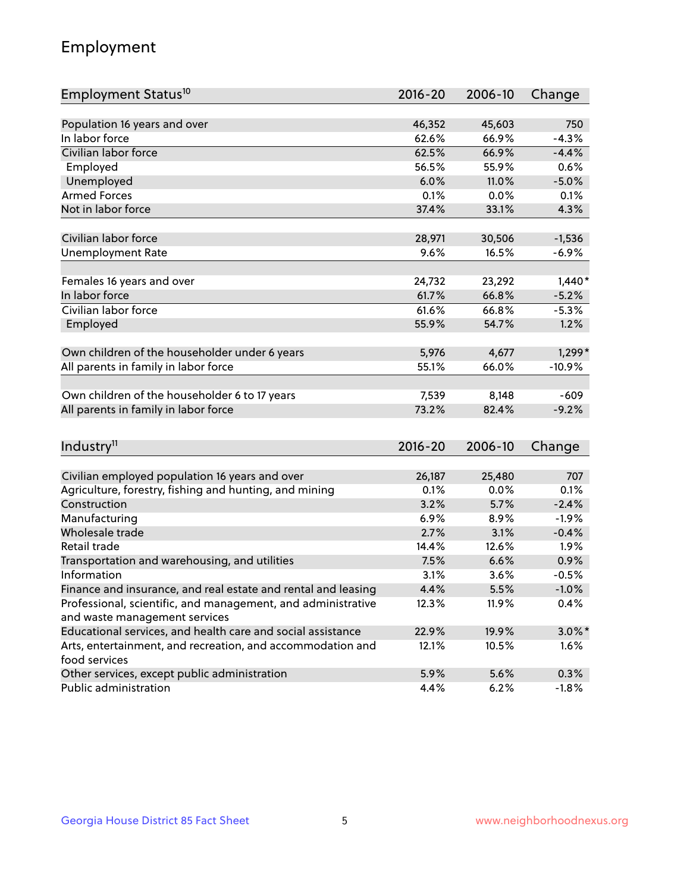# Employment

| Employment Status[10] | 2016-20 | 2006-10 | Change |
|---|---|---|---|
| Population 16 years and over | 46,352 | 45,603 | 750 |
| In labor force | 62.6% | 66.9% | -4.3% |
| Civilian labor force | 62.5% | 66.9% | -4.4% |
| Employed | 56.5% | 55.9% | 0.6% |
| Unemployed | 6.0% | 11.0% | -5.0% |
| Armed Forces | 0.1% | 0.0% | 0.1% |
| Not in labor force | 37.4% | 33.1% | 4.3% |
| | | | |
| Civilian labor force | 28,971 | 30,506 | -1,536 |
| Unemployment Rate | 9.6% | 16.5% | -6.9% |
| | | | |
| Females 16 years and over | 24,732 | 23,292 | 1,440* |
| In labor force | 61.7% | 66.8% | -5.2% |
| Civilian labor force | 61.6% | 66.8% | -5.3% |
| Employed | 55.9% | 54.7% | 1.2% |
| | | | |
| Own children of the householder under 6 years | 5,976 | 4,677 | 1,299* |
| All parents in family in labor force | 55.1% | 66.0% | -10.9% |
| | | | |
| Own children of the householder 6 to 17 years | 7,539 | 8,148 | -609 |
| All parents in family in labor force | 73.2% | 82.4% | -9.2% |

| Industry[11] | 2016-20 | 2006-10 | Change |
|---|---|---|---|
| Civilian employed population 16 years and over | 26,187 | 25,480 | 707 |
| Agriculture, forestry, fishing and hunting, and mining | 0.1% | 0.0% | 0.1% |
| Construction | 3.2% | 5.7% | -2.4% |
| Manufacturing | 6.9% | 8.9% | -1.9% |
| Wholesale trade | 2.7% | 3.1% | -0.4% |
| Retail trade | 14.4% | 12.6% | 1.9% |
| Transportation and warehousing, and utilities | 7.5% | 6.6% | 0.9% |
| Information | 3.1% | 3.6% | -0.5% |
| Finance and insurance, and real estate and rental and leasing | 4.4% | 5.5% | -1.0% |
| Professional, scientific, and management, and administrative and waste management services | 12.3% | 11.9% | 0.4% |
| Educational services, and health care and social assistance | 22.9% | 19.9% | 3.0%* |
| Arts, entertainment, and recreation, and accommodation and food services | 12.1% | 10.5% | 1.6% |
| Other services, except public administration | 5.9% | 5.6% | 0.3% |
| Public administration | 4.4% | 6.2% | -1.8% |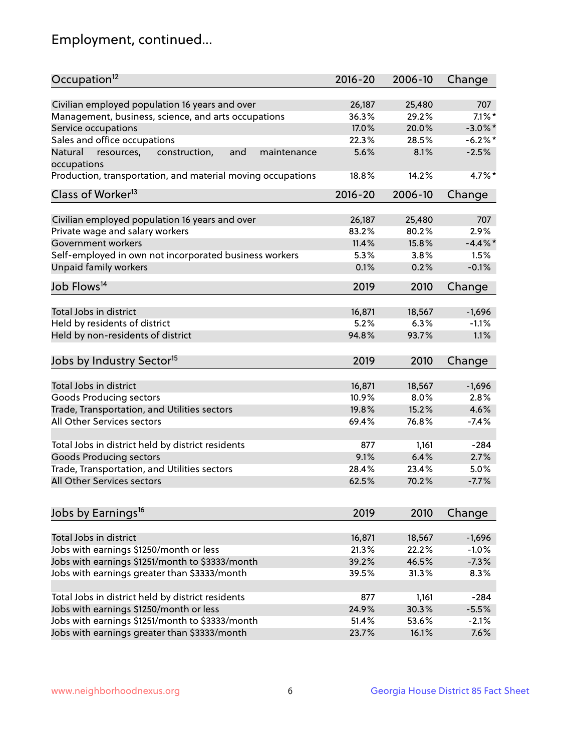# Employment, continued...

| Occupation[12] | 2016-20 | 2006-10 | Change |
|---|---|---|---|
| Civilian employed population 16 years and over | 26,187 | 25,480 | 707 |
| Management, business, science, and arts occupations | 36.3% | 29.2% | 7.1%* |
| Service occupations | 17.0% | 20.0% | -3.0%* |
| Sales and office occupations | 22.3% | 28.5% | -6.2%* |
| Natural resources, construction, and maintenance occupations | 5.6% | 8.1% | -2.5% |
| Production, transportation, and material moving occupations | 18.8% | 14.2% | 4.7%* |

| Class of Worker[13] | 2016-20 | 2006-10 | Change |
|---|---|---|---|
| Civilian employed population 16 years and over | 26,187 | 25,480 | 707 |
| Private wage and salary workers | 83.2% | 80.2% | 2.9% |
| Government workers | 11.4% | 15.8% | -4.4%* |
| Self-employed in own not incorporated business workers | 5.3% | 3.8% | 1.5% |
| Unpaid family workers | 0.1% | 0.2% | -0.1% |

| Job Flows[14] | 2019 | 2010 | Change |
|---|---|---|---|
| Total Jobs in district | 16,871 | 18,567 | -1,696 |
| Held by residents of district | 5.2% | 6.3% | -1.1% |
| Held by non-residents of district | 94.8% | 93.7% | 1.1% |

| Jobs by Industry Sector[15] | 2019 | 2010 | Change |
|---|---|---|---|
| Total Jobs in district | 16,871 | 18,567 | -1,696 |
| Goods Producing sectors | 10.9% | 8.0% | 2.8% |
| Trade, Transportation, and Utilities sectors | 19.8% | 15.2% | 4.6% |
| All Other Services sectors | 69.4% | 76.8% | -7.4% |
| | | | |
| Total Jobs in district held by district residents | 877 | 1,161 | -284 |
| Goods Producing sectors | 9.1% | 6.4% | 2.7% |
| Trade, Transportation, and Utilities sectors | 28.4% | 23.4% | 5.0% |
| All Other Services sectors | 62.5% | 70.2% | -7.7% |

| Jobs by Earnings[16] | 2019 | 2010 | Change |
|---|---|---|---|
| Total Jobs in district | 16,871 | 18,567 | -1,696 |
| Jobs with earnings $1250/month or less | 21.3% | 22.2% | -1.0% |
| Jobs with earnings $1251/month to $3333/month | 39.2% | 46.5% | -7.3% |
| Jobs with earnings greater than $3333/month | 39.5% | 31.3% | 8.3% |
| | | | |
| Total Jobs in district held by district residents | 877 | 1,161 | -284 |
| Jobs with earnings $1250/month or less | 24.9% | 30.3% | -5.5% |
| Jobs with earnings $1251/month to $3333/month | 51.4% | 53.6% | -2.1% |
| Jobs with earnings greater than $3333/month | 23.7% | 16.1% | 7.6% |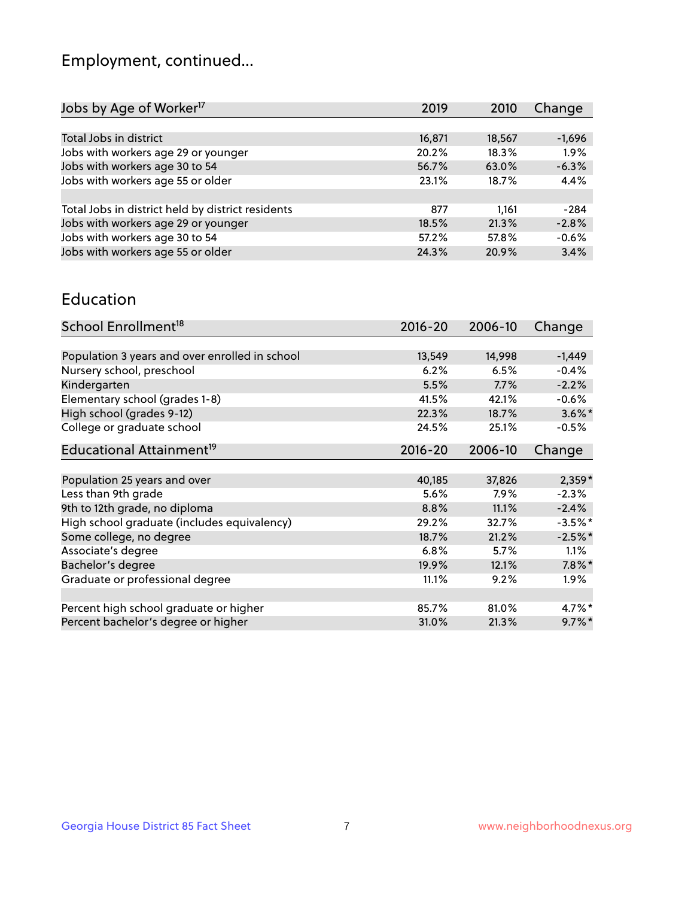## Employment, continued...

| Jobs by Age of Worker[17] | 2019 | 2010 | Change |
|---|---|---|---|
| Total Jobs in district | 16,871 | 18,567 | -1,696 |
| Jobs with workers age 29 or younger | 20.2% | 18.3% | 1.9% |
| Jobs with workers age 30 to 54 | 56.7% | 63.0% | -6.3% |
| Jobs with workers age 55 or older | 23.1% | 18.7% | 4.4% |
| | | | |
| Total Jobs in district held by district residents | 877 | 1,161 | -284 |
| Jobs with workers age 29 or younger | 18.5% | 21.3% | -2.8% |
| Jobs with workers age 30 to 54 | 57.2% | 57.8% | -0.6% |
| Jobs with workers age 55 or older | 24.3% | 20.9% | 3.4% |

## Education

| School Enrollment[18] | 2016-20 | 2006-10 | Change |
|---|---|---|---|
| Population 3 years and over enrolled in school | 13,549 | 14,998 | -1,449 |
| Nursery school, preschool | 6.2% | 6.5% | -0.4% |
| Kindergarten | 5.5% | 7.7% | -2.2% |
| Elementary school (grades 1-8) | 41.5% | 42.1% | -0.6% |
| High school (grades 9-12) | 22.3% | 18.7% | 3.6%* |
| College or graduate school | 24.5% | 25.1% | -0.5% |

| Educational Attainment[19] | 2016-20 | 2006-10 | Change |
|---|---|---|---|
| Population 25 years and over | 40,185 | 37,826 | 2,359* |
| Less than 9th grade | 5.6% | 7.9% | -2.3% |
| 9th to 12th grade, no diploma | 8.8% | 11.1% | -2.4% |
| High school graduate (includes equivalency) | 29.2% | 32.7% | -3.5%* |
| Some college, no degree | 18.7% | 21.2% | -2.5%* |
| Associate's degree | 6.8% | 5.7% | 1.1% |
| Bachelor's degree | 19.9% | 12.1% | 7.8%* |
| Graduate or professional degree | 11.1% | 9.2% | 1.9% |
| | | | |
| Percent high school graduate or higher | 85.7% | 81.0% | 4.7%* |
| Percent bachelor's degree or higher | 31.0% | 21.3% | 9.7%* |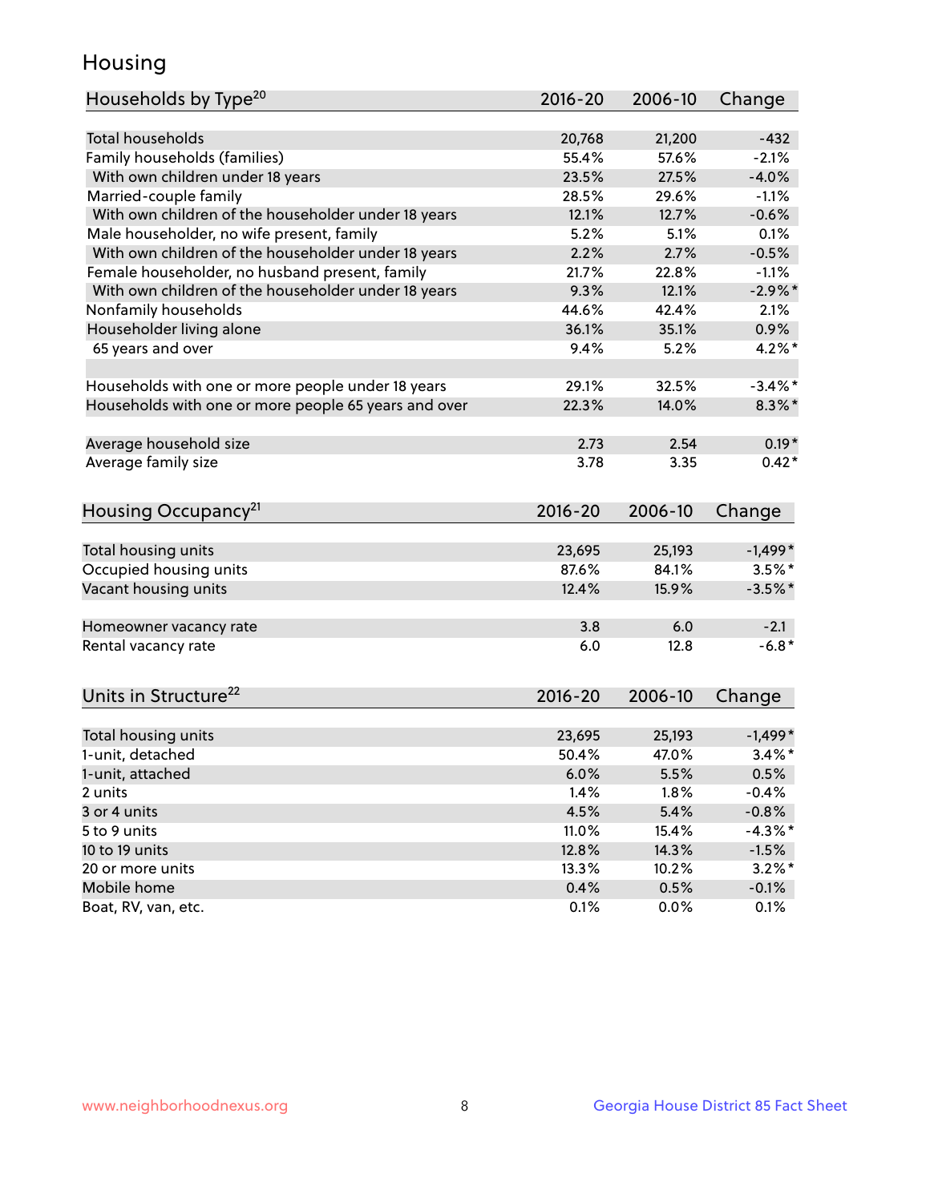# Housing

| Households by Type[20] | 2016-20 | 2006-10 | Change |
|---|---|---|---|
| Total households | 20,768 | 21,200 | -432 |
| Family households (families) | 55.4% | 57.6% | -2.1% |
| With own children under 18 years | 23.5% | 27.5% | -4.0% |
| Married-couple family | 28.5% | 29.6% | -1.1% |
| With own children of the householder under 18 years | 12.1% | 12.7% | -0.6% |
| Male householder, no wife present, family | 5.2% | 5.1% | 0.1% |
| With own children of the householder under 18 years | 2.2% | 2.7% | -0.5% |
| Female householder, no husband present, family | 21.7% | 22.8% | -1.1% |
| With own children of the householder under 18 years | 9.3% | 12.1% | -2.9%* |
| Nonfamily households | 44.6% | 42.4% | 2.1% |
| Householder living alone | 36.1% | 35.1% | 0.9% |
| 65 years and over | 9.4% | 5.2% | 4.2%* |
| | | | |
| Households with one or more people under 18 years | 29.1% | 32.5% | -3.4%* |
| Households with one or more people 65 years and over | 22.3% | 14.0% | 8.3%* |
| | | | |
| Average household size | 2.73 | 2.54 | 0.19* |
| Average family size | 3.78 | 3.35 | 0.42* |

| Housing Occupancy[21] | 2016-20 | 2006-10 | Change |
|---|---|---|---|
| Total housing units | 23,695 | 25,193 | -1,499* |
| Occupied housing units | 87.6% | 84.1% | 3.5%* |
| Vacant housing units | 12.4% | 15.9% | -3.5%* |
| | | | |
| Homeowner vacancy rate | 3.8 | 6.0 | -2.1 |
| Rental vacancy rate | 6.0 | 12.8 | -6.8* |

| Units in Structure[22] | 2016-20 | 2006-10 | Change |
|---|---|---|---|
| Total housing units | 23,695 | 25,193 | -1,499* |
| 1-unit, detached | 50.4% | 47.0% | 3.4%* |
| 1-unit, attached | 6.0% | 5.5% | 0.5% |
| 2 units | 1.4% | 1.8% | -0.4% |
| 3 or 4 units | 4.5% | 5.4% | -0.8% |
| 5 to 9 units | 11.0% | 15.4% | -4.3%* |
| 10 to 19 units | 12.8% | 14.3% | -1.5% |
| 20 or more units | 13.3% | 10.2% | 3.2%* |
| Mobile home | 0.4% | 0.5% | -0.1% |
| Boat, RV, van, etc. | 0.1% | 0.0% | 0.1% |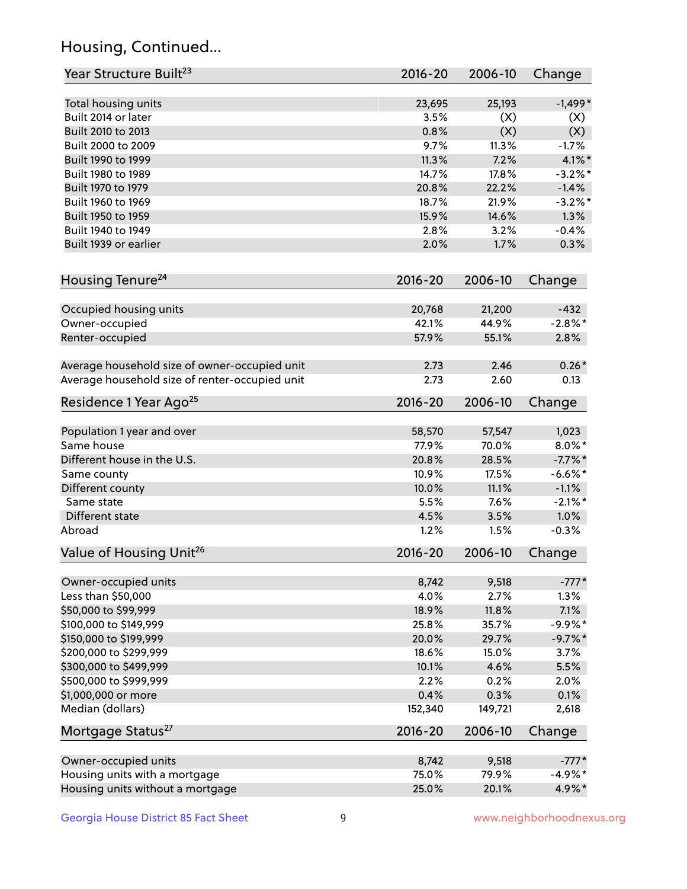## Housing, Continued...

| Year Structure Built[23] | 2016-20 | 2006-10 | Change |
|---|---|---|---|
| Total housing units | 23,695 | 25,193 | -1,499* |
| Built 2014 or later | 3.5% | (X) | (X) |
| Built 2010 to 2013 | 0.8% | (X) | (X) |
| Built 2000 to 2009 | 9.7% | 11.3% | -1.7% |
| Built 1990 to 1999 | 11.3% | 7.2% | 4.1%* |
| Built 1980 to 1989 | 14.7% | 17.8% | -3.2%* |
| Built 1970 to 1979 | 20.8% | 22.2% | -1.4% |
| Built 1960 to 1969 | 18.7% | 21.9% | -3.2%* |
| Built 1950 to 1959 | 15.9% | 14.6% | 1.3% |
| Built 1940 to 1949 | 2.8% | 3.2% | -0.4% |
| Built 1939 or earlier | 2.0% | 1.7% | 0.3% |

| Housing Tenure[24] | 2016-20 | 2006-10 | Change |
|---|---|---|---|
| Occupied housing units | 20,768 | 21,200 | -432 |
| Owner-occupied | 42.1% | 44.9% | -2.8%* |
| Renter-occupied | 57.9% | 55.1% | 2.8% |
| Average household size of owner-occupied unit | 2.73 | 2.46 | 0.26* |
| Average household size of renter-occupied unit | 2.73 | 2.60 | 0.13 |

| Residence 1 Year Ago[25] | 2016-20 | 2006-10 | Change |
|---|---|---|---|
| Population 1 year and over | 58,570 | 57,547 | 1,023 |
| Same house | 77.9% | 70.0% | 8.0%* |
| Different house in the U.S. | 20.8% | 28.5% | -7.7%* |
| Same county | 10.9% | 17.5% | -6.6%* |
| Different county | 10.0% | 11.1% | -1.1% |
| Same state | 5.5% | 7.6% | -2.1%* |
| Different state | 4.5% | 3.5% | 1.0% |
| Abroad | 1.2% | 1.5% | -0.3% |

| Value of Housing Unit[26] | 2016-20 | 2006-10 | Change |
|---|---|---|---|
| Owner-occupied units | 8,742 | 9,518 | -777* |
| Less than $50,000 | 4.0% | 2.7% | 1.3% |
| $50,000 to $99,999 | 18.9% | 11.8% | 7.1% |
| $100,000 to $149,999 | 25.8% | 35.7% | -9.9%* |
| $150,000 to $199,999 | 20.0% | 29.7% | -9.7%* |
| $200,000 to $299,999 | 18.6% | 15.0% | 3.7% |
| $300,000 to $499,999 | 10.1% | 4.6% | 5.5% |
| $500,000 to $999,999 | 2.2% | 0.2% | 2.0% |
| $1,000,000 or more | 0.4% | 0.3% | 0.1% |
| Median (dollars) | 152,340 | 149,721 | 2,618 |

| Mortgage Status[27] | 2016-20 | 2006-10 | Change |
|---|---|---|---|
| Owner-occupied units | 8,742 | 9,518 | -777* |
| Housing units with a mortgage | 75.0% | 79.9% | -4.9%* |
| Housing units without a mortgage | 25.0% | 20.1% | 4.9%* |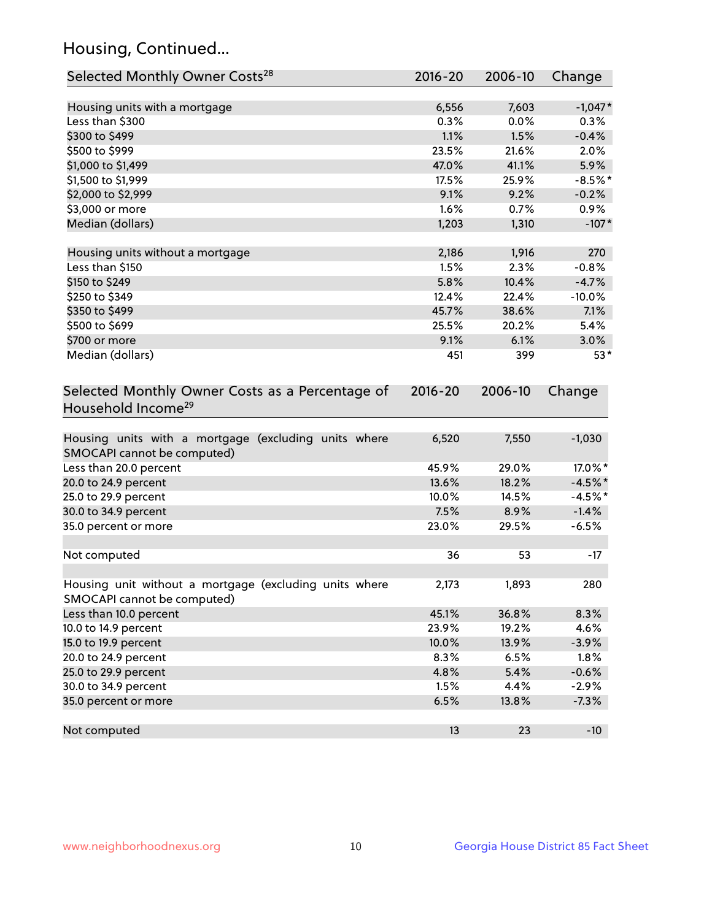## Housing, Continued...

| Selected Monthly Owner Costs[28] | 2016-20 | 2006-10 | Change |
|---|---|---|---|
| Housing units with a mortgage | 6,556 | 7,603 | -1,047* |
| Less than $300 | 0.3% | 0.0% | 0.3% |
| $300 to $499 | 1.1% | 1.5% | -0.4% |
| $500 to $999 | 23.5% | 21.6% | 2.0% |
| $1,000 to $1,499 | 47.0% | 41.1% | 5.9% |
| $1,500 to $1,999 | 17.5% | 25.9% | -8.5%* |
| $2,000 to $2,999 | 9.1% | 9.2% | -0.2% |
| $3,000 or more | 1.6% | 0.7% | 0.9% |
| Median (dollars) | 1,203 | 1,310 | -107* |
| | | | |
| Housing units without a mortgage | 2,186 | 1,916 | 270 |
| Less than $150 | 1.5% | 2.3% | -0.8% |
| $150 to $249 | 5.8% | 10.4% | -4.7% |
| $250 to $349 | 12.4% | 22.4% | -10.0% |
| $350 to $499 | 45.7% | 38.6% | 7.1% |
| $500 to $699 | 25.5% | 20.2% | 5.4% |
| $700 or more | 9.1% | 6.1% | 3.0% |
| Median (dollars) | 451 | 399 | 53* |

| Selected Monthly Owner Costs as a Percentage of Household Income[29] | 2016-20 | 2006-10 | Change |
|---|---|---|---|
| Housing units with a mortgage (excluding units where SMOCAPI cannot be computed) | 6,520 | 7,550 | -1,030 |
| Less than 20.0 percent | 45.9% | 29.0% | 17.0%* |
| 20.0 to 24.9 percent | 13.6% | 18.2% | -4.5%* |
| 25.0 to 29.9 percent | 10.0% | 14.5% | -4.5%* |
| 30.0 to 34.9 percent | 7.5% | 8.9% | -1.4% |
| 35.0 percent or more | 23.0% | 29.5% | -6.5% |
| | | | |
| Not computed | 36 | 53 | -17 |
| | | | |
| Housing unit without a mortgage (excluding units where SMOCAPI cannot be computed) | 2,173 | 1,893 | 280 |
| Less than 10.0 percent | 45.1% | 36.8% | 8.3% |
| 10.0 to 14.9 percent | 23.9% | 19.2% | 4.6% |
| 15.0 to 19.9 percent | 10.0% | 13.9% | -3.9% |
| 20.0 to 24.9 percent | 8.3% | 6.5% | 1.8% |
| 25.0 to 29.9 percent | 4.8% | 5.4% | -0.6% |
| 30.0 to 34.9 percent | 1.5% | 4.4% | -2.9% |
| 35.0 percent or more | 6.5% | 13.8% | -7.3% |
| | | | |
| Not computed | 13 | 23 | -10 |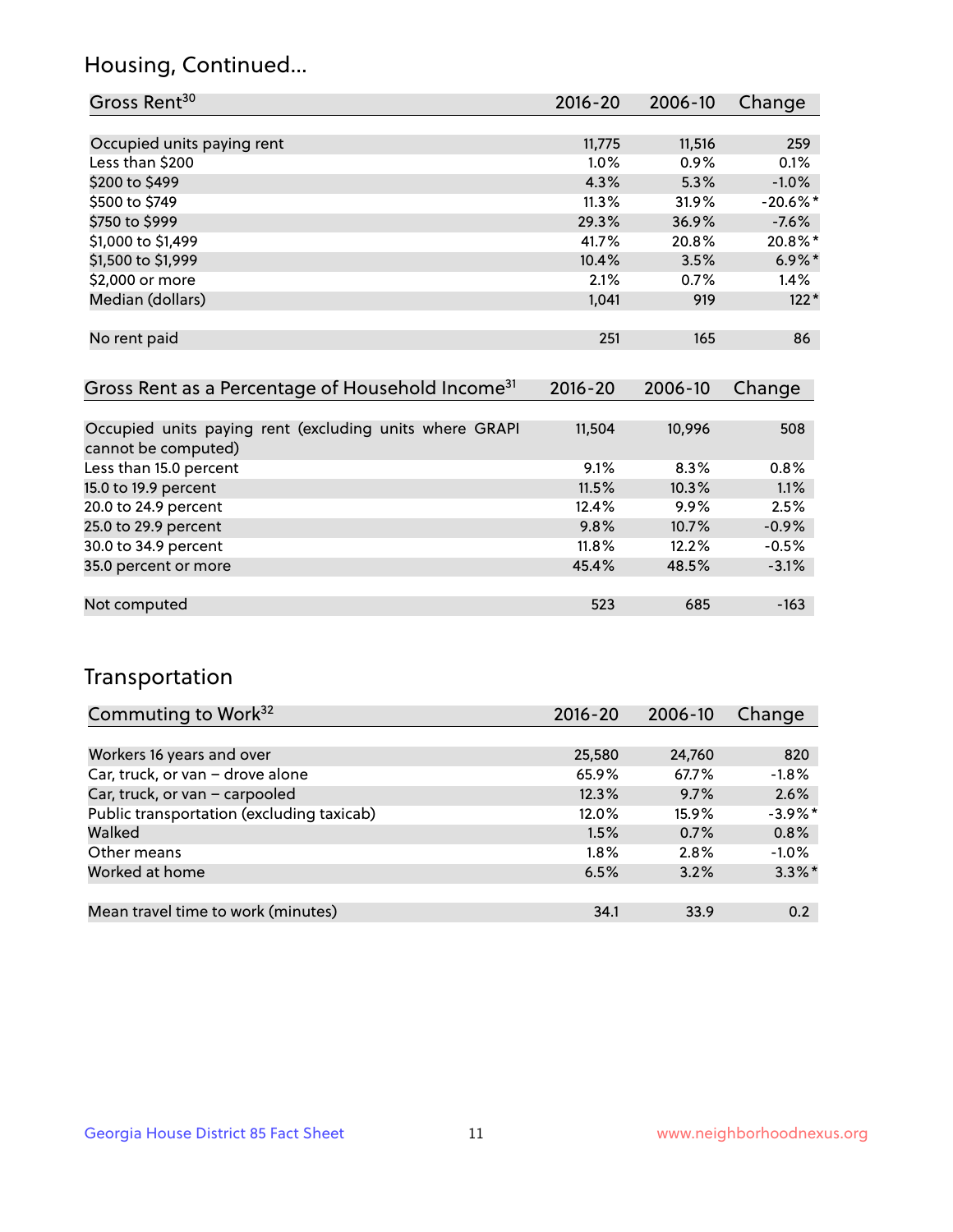## Housing, Continued...

| Gross Rent[30] | 2016-20 | 2006-10 | Change |
|---|---|---|---|
| Occupied units paying rent | 11,775 | 11,516 | 259 |
| Less than $200 | 1.0% | 0.9% | 0.1% |
| $200 to $499 | 4.3% | 5.3% | -1.0% |
| $500 to $749 | 11.3% | 31.9% | -20.6%* |
| $750 to $999 | 29.3% | 36.9% | -7.6% |
| $1,000 to $1,499 | 41.7% | 20.8% | 20.8%* |
| $1,500 to $1,999 | 10.4% | 3.5% | 6.9%* |
| $2,000 or more | 2.1% | 0.7% | 1.4% |
| Median (dollars) | 1,041 | 919 | 122* |
| No rent paid | 251 | 165 | 86 |

| Gross Rent as a Percentage of Household Income[31] | 2016-20 | 2006-10 | Change |
|---|---|---|---|
| Occupied units paying rent (excluding units where GRAPI cannot be computed) | 11,504 | 10,996 | 508 |
| Less than 15.0 percent | 9.1% | 8.3% | 0.8% |
| 15.0 to 19.9 percent | 11.5% | 10.3% | 1.1% |
| 20.0 to 24.9 percent | 12.4% | 9.9% | 2.5% |
| 25.0 to 29.9 percent | 9.8% | 10.7% | -0.9% |
| 30.0 to 34.9 percent | 11.8% | 12.2% | -0.5% |
| 35.0 percent or more | 45.4% | 48.5% | -3.1% |
| Not computed | 523 | 685 | -163 |

## Transportation

| Commuting to Work[32] | 2016-20 | 2006-10 | Change |
|---|---|---|---|
| Workers 16 years and over | 25,580 | 24,760 | 820 |
| Car, truck, or van – drove alone | 65.9% | 67.7% | -1.8% |
| Car, truck, or van – carpooled | 12.3% | 9.7% | 2.6% |
| Public transportation (excluding taxicab) | 12.0% | 15.9% | -3.9%* |
| Walked | 1.5% | 0.7% | 0.8% |
| Other means | 1.8% | 2.8% | -1.0% |
| Worked at home | 6.5% | 3.2% | 3.3%* |
| Mean travel time to work (minutes) | 34.1 | 33.9 | 0.2 |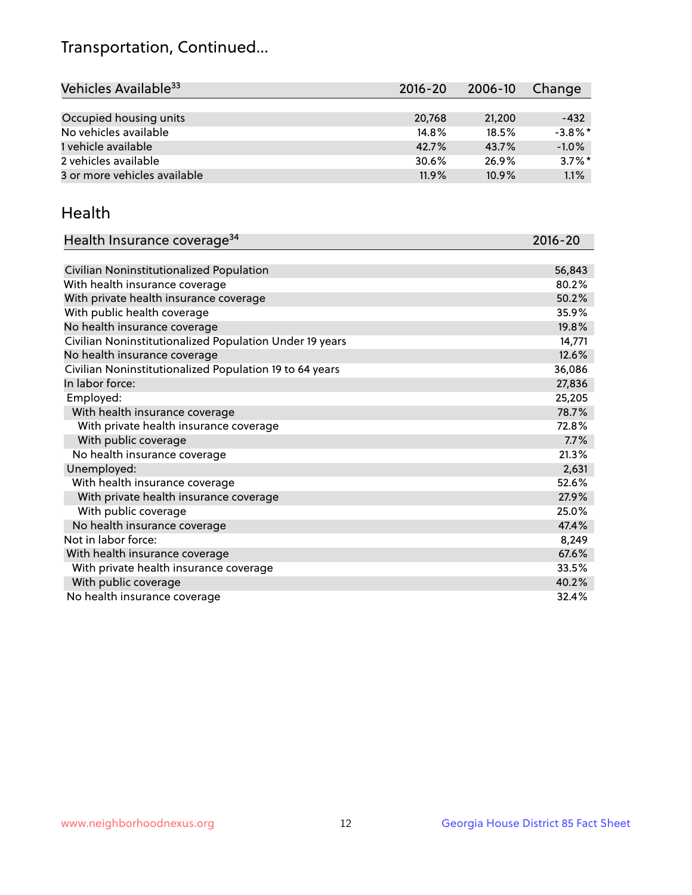# Transportation, Continued...

| Vehicles Available[33] | 2016-20 | 2006-10 | Change |
|---|---|---|---|
| Occupied housing units | 20,768 | 21,200 | -432 |
| No vehicles available | 14.8% | 18.5% | -3.8%* |
| 1 vehicle available | 42.7% | 43.7% | -1.0% |
| 2 vehicles available | 30.6% | 26.9% | 3.7%* |
| 3 or more vehicles available | 11.9% | 10.9% | 1.1% |

## Health

| Health Insurance coverage[34] | 2016-20 |
|---|---|
| Civilian Noninstitutionalized Population | 56,843 |
| With health insurance coverage | 80.2% |
| With private health insurance coverage | 50.2% |
| With public health coverage | 35.9% |
| No health insurance coverage | 19.8% |
| Civilian Noninstitutionalized Population Under 19 years | 14,771 |
| No health insurance coverage | 12.6% |
| Civilian Noninstitutionalized Population 19 to 64 years | 36,086 |
| In labor force: | 27,836 |
| Employed: | 25,205 |
| With health insurance coverage | 78.7% |
| With private health insurance coverage | 72.8% |
| With public coverage | 7.7% |
| No health insurance coverage | 21.3% |
| Unemployed: | 2,631 |
| With health insurance coverage | 52.6% |
| With private health insurance coverage | 27.9% |
| With public coverage | 25.0% |
| No health insurance coverage | 47.4% |
| Not in labor force: | 8,249 |
| With health insurance coverage | 67.6% |
| With private health insurance coverage | 33.5% |
| With public coverage | 40.2% |
| No health insurance coverage | 32.4% |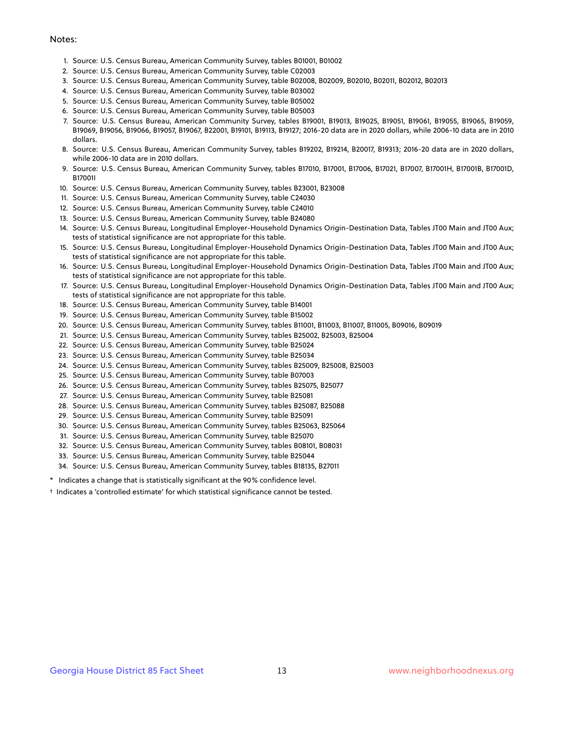Notes:

1. Source: U.S. Census Bureau, American Community Survey, tables B01001, B01002
2. Source: U.S. Census Bureau, American Community Survey, table C02003
3. Source: U.S. Census Bureau, American Community Survey, table B02008, B02009, B02010, B02011, B02012, B02013
4. Source: U.S. Census Bureau, American Community Survey, table B03002
5. Source: U.S. Census Bureau, American Community Survey, table B05002
6. Source: U.S. Census Bureau, American Community Survey, table B05003
7. Source: U.S. Census Bureau, American Community Survey, tables B19001, B19013, B19025, B19051, B19061, B19055, B19065, B19059, B19069, B19056, B19066, B19057, B19067, B22001, B19101, B19113, B19127; 2016-20 data are in 2020 dollars, while 2006-10 data are in 2010 dollars.
8. Source: U.S. Census Bureau, American Community Survey, tables B19202, B19214, B20017, B19313; 2016-20 data are in 2020 dollars, while 2006-10 data are in 2010 dollars.
9. Source: U.S. Census Bureau, American Community Survey, tables B17010, B17001, B17006, B17021, B17007, B17001H, B17001B, B17001D, B17001I
10. Source: U.S. Census Bureau, American Community Survey, tables B23001, B23008
11. Source: U.S. Census Bureau, American Community Survey, table C24030
12. Source: U.S. Census Bureau, American Community Survey, table C24010
13. Source: U.S. Census Bureau, American Community Survey, table B24080
14. Source: U.S. Census Bureau, Longitudinal Employer-Household Dynamics Origin-Destination Data, Tables JT00 Main and JT00 Aux; tests of statistical significance are not appropriate for this table.
15. Source: U.S. Census Bureau, Longitudinal Employer-Household Dynamics Origin-Destination Data, Tables JT00 Main and JT00 Aux; tests of statistical significance are not appropriate for this table.
16. Source: U.S. Census Bureau, Longitudinal Employer-Household Dynamics Origin-Destination Data, Tables JT00 Main and JT00 Aux; tests of statistical significance are not appropriate for this table.
17. Source: U.S. Census Bureau, Longitudinal Employer-Household Dynamics Origin-Destination Data, Tables JT00 Main and JT00 Aux; tests of statistical significance are not appropriate for this table.
18. Source: U.S. Census Bureau, American Community Survey, table B14001
19. Source: U.S. Census Bureau, American Community Survey, table B15002
20. Source: U.S. Census Bureau, American Community Survey, tables B11001, B11003, B11007, B11005, B09016, B09019
21. Source: U.S. Census Bureau, American Community Survey, tables B25002, B25003, B25004
22. Source: U.S. Census Bureau, American Community Survey, table B25024
23. Source: U.S. Census Bureau, American Community Survey, table B25034
24. Source: U.S. Census Bureau, American Community Survey, tables B25009, B25008, B25003
25. Source: U.S. Census Bureau, American Community Survey, table B07003
26. Source: U.S. Census Bureau, American Community Survey, tables B25075, B25077
27. Source: U.S. Census Bureau, American Community Survey, table B25081
28. Source: U.S. Census Bureau, American Community Survey, tables B25087, B25088
29. Source: U.S. Census Bureau, American Community Survey, table B25091
30. Source: U.S. Census Bureau, American Community Survey, tables B25063, B25064
31. Source: U.S. Census Bureau, American Community Survey, table B25070
32. Source: U.S. Census Bureau, American Community Survey, tables B08101, B08031
33. Source: U.S. Census Bureau, American Community Survey, table B25044
34. Source: U.S. Census Bureau, American Community Survey, tables B18135, B27011

\* Indicates a change that is statistically significant at the 90% confidence level.

† Indicates a 'controlled estimate' for which statistical significance cannot be tested.